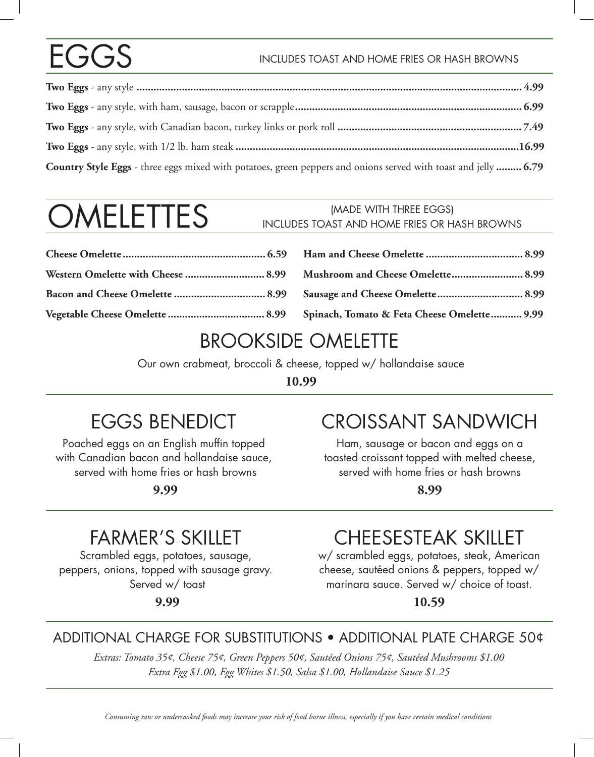# EGGS

INCLUDES TOAST AND HOME FRIES OR HASH BROWNS

**Two Eggs** - any style ..... **4.99**

**Two Eggs** - any style, with ham, sausage, bacon or scrapple ..... **6.99**

**Two Eggs** - any style, with Canadian bacon, turkey links or pork roll ..... **7.49**

**Two Eggs** - any style, with 1/2 lb. ham steak ..... **16.99**

**Country Style Eggs** - three eggs mixed with potatoes, green peppers and onions served with toast and jelly ..... **6.79**

# OMELETTES

(MADE WITH THREE EGGS)
INCLUDES TOAST AND HOME FRIES OR HASH BROWNS

**Cheese Omelette ..... 6.59**

**Western Omelette with Cheese ..... 8.99**

**Bacon and Cheese Omelette ..... 8.99**

**Vegetable Cheese Omelette ..... 8.99**

**Ham and Cheese Omelette ..... 8.99**

**Mushroom and Cheese Omelette ..... 8.99**

**Sausage and Cheese Omelette ..... 8.99**

**Spinach, Tomato & Feta Cheese Omelette ..... 9.99**

## BROOKSIDE OMELETTE

Our own crabmeat, broccoli & cheese, topped w/ hollandaise sauce

**10.99**

## EGGS BENEDICT

Poached eggs on an English muffin topped with Canadian bacon and hollandaise sauce, served with home fries or hash browns

**9.99**

## CROISSANT SANDWICH

Ham, sausage or bacon and eggs on a toasted croissant topped with melted cheese, served with home fries or hash browns

**8.99**

## FARMER'S SKILLET

Scrambled eggs, potatoes, sausage, peppers, onions, topped with sausage gravy. Served w/ toast

**9.99**

## CHEESESTEAK SKILLET

w/ scrambled eggs, potatoes, steak, American cheese, sautéed onions & peppers, topped w/ marinara sauce. Served w/ choice of toast.

**10.59**

## ADDITIONAL CHARGE FOR SUBSTITUTIONS • ADDITIONAL PLATE CHARGE 50¢

*Extras: Tomato 35¢, Cheese 75¢, Green Peppers 50¢, Sautéed Onions 75¢, Sautéed Mushrooms $1.00*
*Extra Egg $1.00, Egg Whites $1.50, Salsa $1.00, Hollandaise Sauce $1.25*

*Consuming raw or undercooked foods may increase your risk of food borne illness, especially if you have certain medical conditions*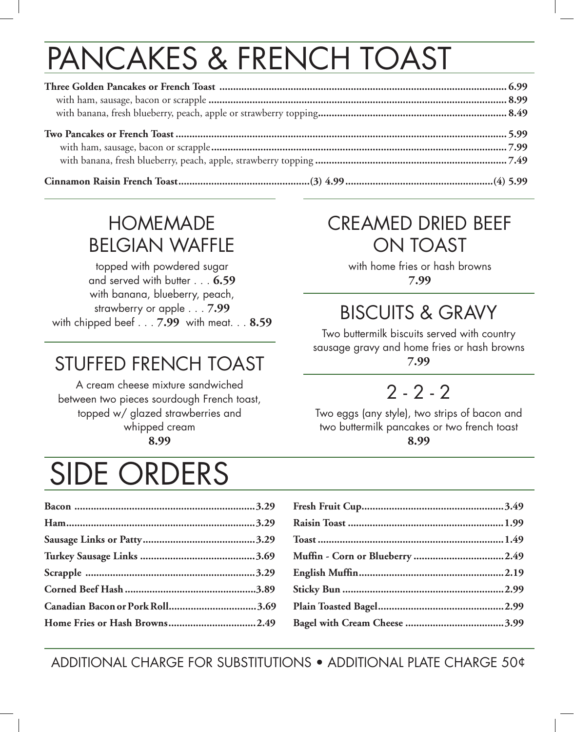# PANCAKES & FRENCH TOAST

**Three Golden Pancakes or French Toast** ........ **6.99**
with ham, sausage, bacon or scrapple ........ **8.99**
with banana, fresh blueberry, peach, apple or strawberry topping ........ **8.49**

**Two Pancakes or French Toast** ........ **5.99**
with ham, sausage, bacon or scrapple ........ **7.99**
with banana, fresh blueberry, peach, apple, strawberry topping ........ **7.49**

**Cinnamon Raisin French Toast** ........ **(3) 4.99** ........ **(4) 5.99**

## HOMEMADE BELGIAN WAFFLE

topped with powdered sugar and served with butter . . . **6.59**
with banana, blueberry, peach, strawberry or apple . . . **7.99**
with chipped beef . . . **7.99** with meat. . . **8.59**

## STUFFED FRENCH TOAST

A cream cheese mixture sandwiched between two pieces sourdough French toast, topped w/ glazed strawberries and whipped cream
**8.99**

## CREAMED DRIED BEEF ON TOAST

with home fries or hash browns
**7.99**

## BISCUITS & GRAVY

Two buttermilk biscuits served with country sausage gravy and home fries or hash browns
**7.99**

## 2 - 2 - 2

Two eggs (any style), two strips of bacon and two buttermilk pancakes or two french toast
**8.99**

# SIDE ORDERS

| Item | Price |
|---|---|
| **Bacon** | **3.29** |
| **Ham** | **3.29** |
| **Sausage Links or Patty** | **3.29** |
| **Turkey Sausage Links** | **3.69** |
| **Scrapple** | **3.29** |
| **Corned Beef Hash** | **3.89** |
| **Canadian Bacon or Pork Roll** | **3.69** |
| **Home Fries or Hash Browns** | **2.49** |
| **Fresh Fruit Cup** | **3.49** |
| **Raisin Toast** | **1.99** |
| **Toast** | **1.49** |
| **Muffin - Corn or Blueberry** | **2.49** |
| **English Muffin** | **2.19** |
| **Sticky Bun** | **2.99** |
| **Plain Toasted Bagel** | **2.99** |
| **Bagel with Cream Cheese** | **3.99** |

ADDITIONAL CHARGE FOR SUBSTITUTIONS • ADDITIONAL PLATE CHARGE 50¢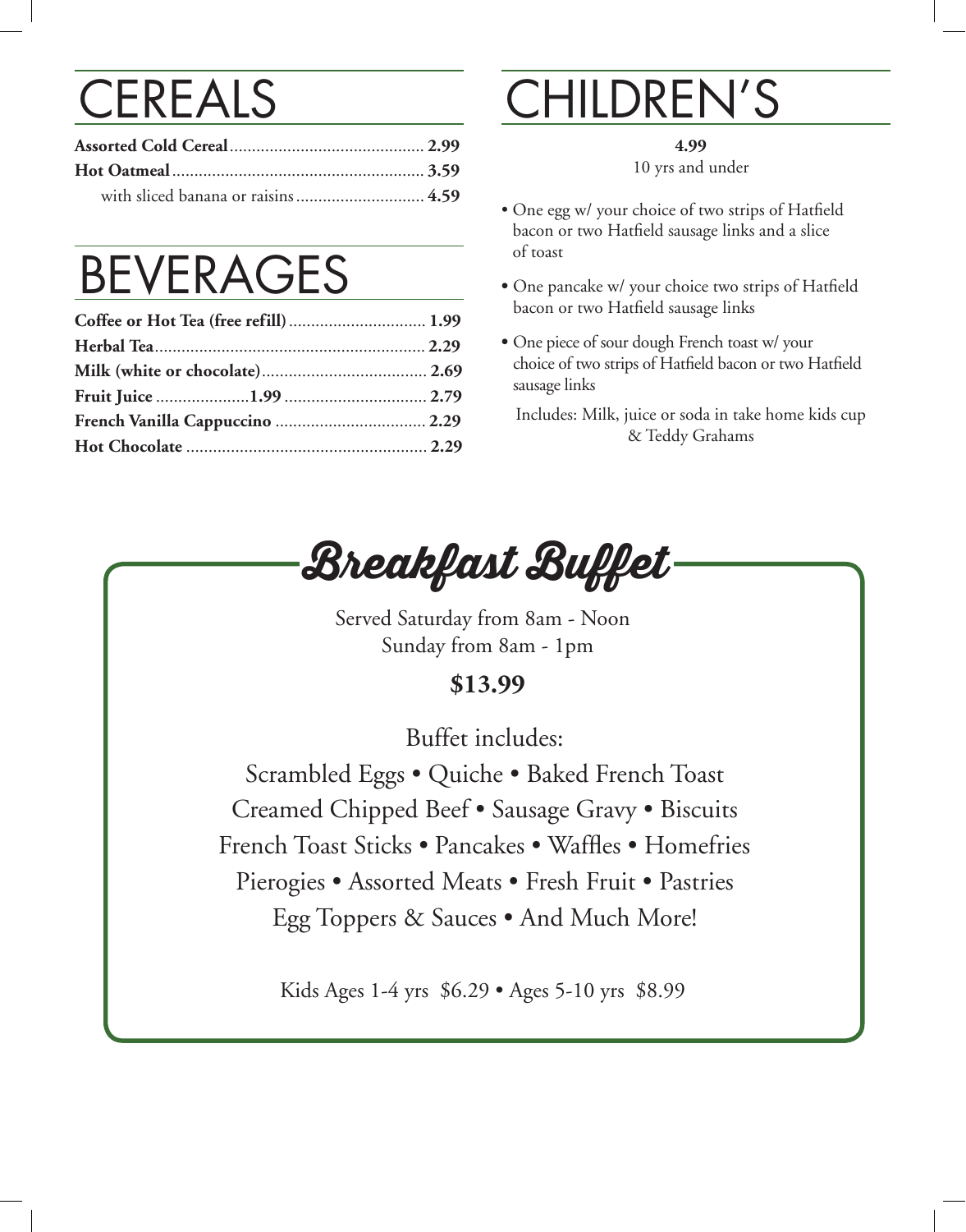# CEREALS

| | |
|---|---|
| **Assorted Cold Cereal** | **2.99** |
| **Hot Oatmeal** | **3.59** |
| with sliced banana or raisins | **4.59** |

# BEVERAGES

| | | |
|---|---|---|
| **Coffee or Hot Tea (free refill)** | | **1.99** |
| **Herbal Tea** | | **2.29** |
| **Milk (white or chocolate)** | | **2.69** |
| **Fruit Juice** | **1.99** | **2.79** |
| **French Vanilla Cappuccino** | | **2.29** |
| **Hot Chocolate** | | **2.29** |

# CHILDREN'S

**4.99**
10 yrs and under

- One egg w/ your choice of two strips of Hatfield bacon or two Hatfield sausage links and a slice of toast
- One pancake w/ your choice two strips of Hatfield bacon or two Hatfield sausage links
- One piece of sour dough French toast w/ your choice of two strips of Hatfield bacon or two Hatfield sausage links

Includes: Milk, juice or soda in take home kids cup & Teddy Grahams

# *Breakfast Buffet*

Served Saturday from 8am - Noon
Sunday from 8am - 1pm

**$13.99**

Buffet includes:

Scrambled Eggs • Quiche • Baked French Toast
Creamed Chipped Beef • Sausage Gravy • Biscuits
French Toast Sticks • Pancakes • Waffles • Homefries
Pierogies • Assorted Meats • Fresh Fruit • Pastries
Egg Toppers & Sauces • And Much More!

Kids Ages 1-4 yrs $6.29 • Ages 5-10 yrs $8.99